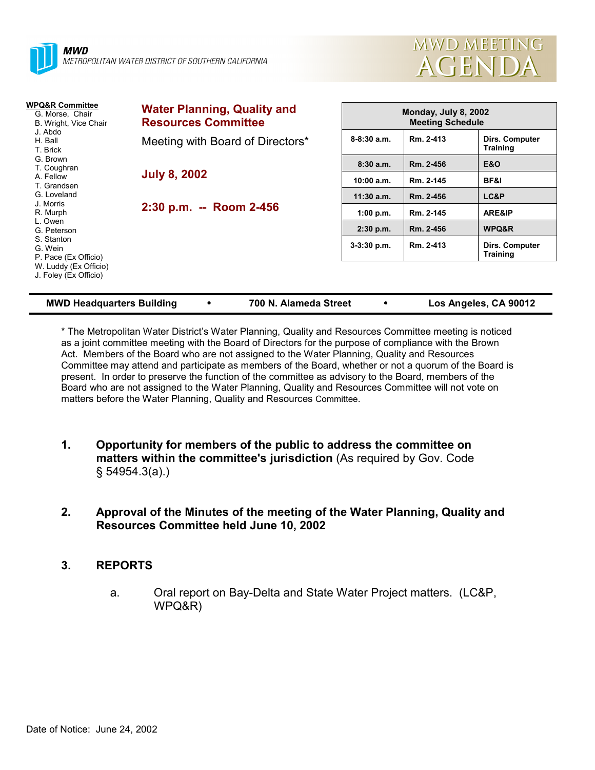**MWD**
*METROPOLITAN WATER DISTRICT OF SOUTHERN CALIFORNIA*

# MWD MEETING AGENDA

**WPQ&R Committee**
- G. Morse, Chair
- B. Wright, Vice Chair
- J. Abdo
- H. Ball
- T. Brick
- G. Brown
- T. Coughran
- A. Fellow
- T. Grandsen
- G. Loveland
- J. Morris
- R. Murph
- L. Owen
- G. Peterson
- S. Stanton
- G. Wein
- P. Pace (Ex Officio)
- W. Luddy (Ex Officio)
- J. Foley (Ex Officio)

## Water Planning, Quality and Resources Committee

Meeting with Board of Directors*

**July 8, 2002**

**2:30 p.m. -- Room 2-456**

| Monday, July 8, 2002 Meeting Schedule | | |
|---|---|---|
| 8-8:30 a.m. | Rm. 2-413 | Dirs. Computer Training |
| 8:30 a.m. | Rm. 2-456 | E&O |
| 10:00 a.m. | Rm. 2-145 | BF&I |
| 11:30 a.m. | Rm. 2-456 | LC&P |
| 1:00 p.m. | Rm. 2-145 | ARE&IP |
| 2:30 p.m. | Rm. 2-456 | WPQ&R |
| 3-3:30 p.m. | Rm. 2-413 | Dirs. Computer Training |

**MWD Headquarters Building • 700 N. Alameda Street • Los Angeles, CA 90012**

* The Metropolitan Water District's Water Planning, Quality and Resources Committee meeting is noticed as a joint committee meeting with the Board of Directors for the purpose of compliance with the Brown Act. Members of the Board who are not assigned to the Water Planning, Quality and Resources Committee may attend and participate as members of the Board, whether or not a quorum of the Board is present. In order to preserve the function of the committee as advisory to the Board, members of the Board who are not assigned to the Water Planning, Quality and Resources Committee will not vote on matters before the Water Planning, Quality and Resources Committee.

1. **Opportunity for members of the public to address the committee on matters within the committee's jurisdiction** (As required by Gov. Code § 54954.3(a).)

2. **Approval of the Minutes of the meeting of the Water Planning, Quality and Resources Committee held June 10, 2002**

3. **REPORTS**

   a. Oral report on Bay-Delta and State Water Project matters. (LC&P, WPQ&R)

Date of Notice: June 24, 2002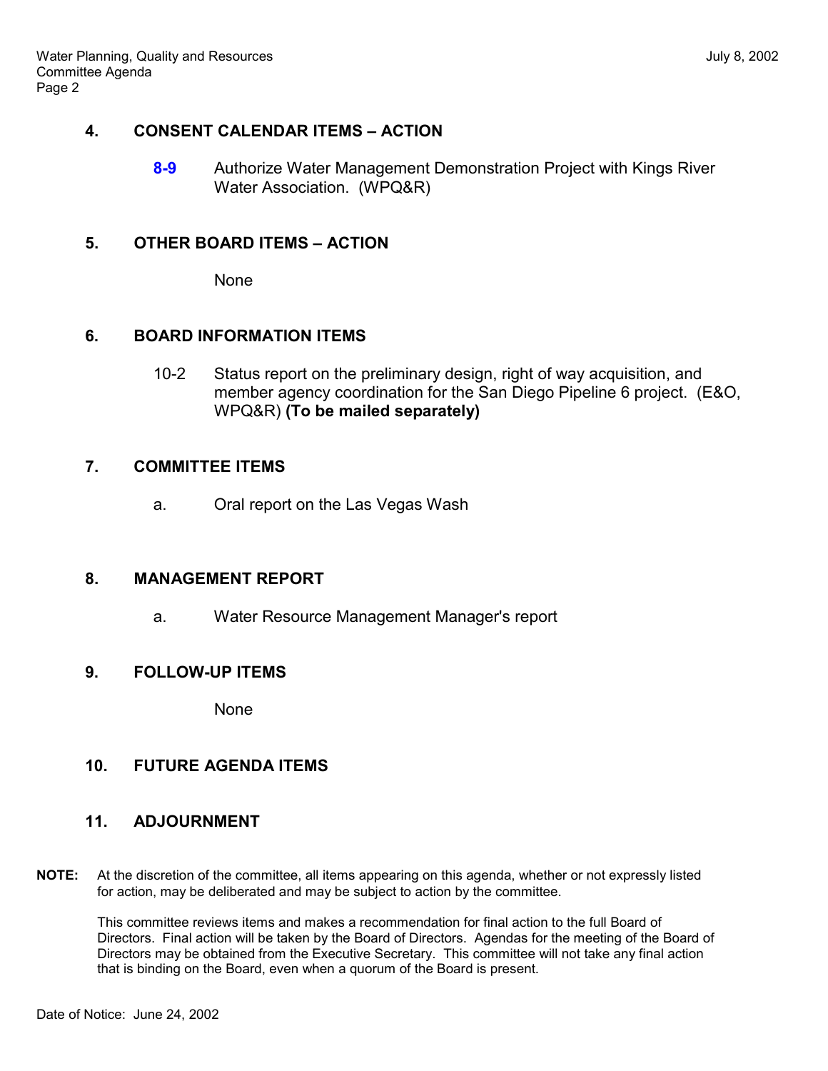## 4. CONSENT CALENDAR ITEMS – ACTION

**8-9** Authorize Water Management Demonstration Project with Kings River Water Association. (WPQ&R)

## 5. OTHER BOARD ITEMS – ACTION

None

## 6. BOARD INFORMATION ITEMS

10-2 Status report on the preliminary design, right of way acquisition, and member agency coordination for the San Diego Pipeline 6 project. (E&O, WPQ&R) **(To be mailed separately)**

## 7. COMMITTEE ITEMS

a. Oral report on the Las Vegas Wash

## 8. MANAGEMENT REPORT

a. Water Resource Management Manager's report

## 9. FOLLOW-UP ITEMS

None

## 10. FUTURE AGENDA ITEMS

## 11. ADJOURNMENT

**NOTE:** At the discretion of the committee, all items appearing on this agenda, whether or not expressly listed for action, may be deliberated and may be subject to action by the committee.

This committee reviews items and makes a recommendation for final action to the full Board of Directors. Final action will be taken by the Board of Directors. Agendas for the meeting of the Board of Directors may be obtained from the Executive Secretary. This committee will not take any final action that is binding on the Board, even when a quorum of the Board is present.

Date of Notice: June 24, 2002